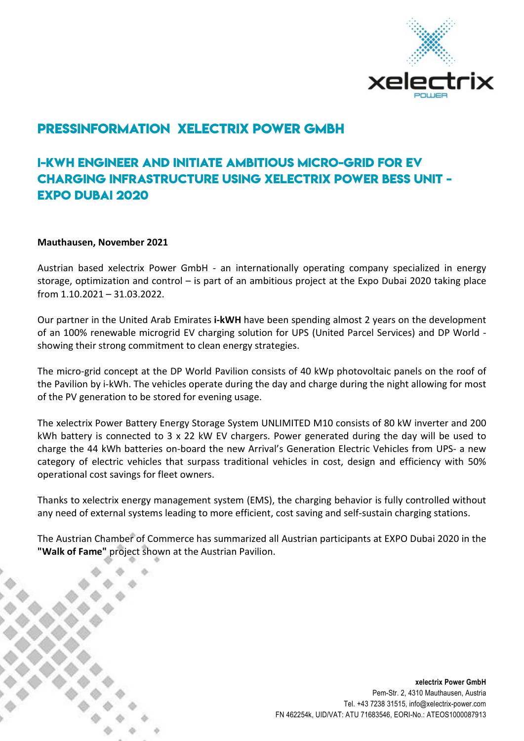# PRESSINFORMATION XELECTRIX POWER GMBH

## I-KWH ENGINEER AND INITIATE AMBITIOUS MICRO-GRID FOR EV CHARGING INFRASTRUCTURE USING XELECTRIX POWER BESS UNIT - EXPO DUBAI 2020

**Mauthausen, November 2021**

Austrian based xelectrix Power GmbH - an internationally operating company specialized in energy storage, optimization and control – is part of an ambitious project at the Expo Dubai 2020 taking place from 1.10.2021 – 31.03.2022.

Our partner in the United Arab Emirates **i-kWH** have been spending almost 2 years on the development of an 100% renewable microgrid EV charging solution for UPS (United Parcel Services) and DP World - showing their strong commitment to clean energy strategies.

The micro-grid concept at the DP World Pavilion consists of 40 kWp photovoltaic panels on the roof of the Pavilion by i-kWh. The vehicles operate during the day and charge during the night allowing for most of the PV generation to be stored for evening usage.

The xelectrix Power Battery Energy Storage System UNLIMITED M10 consists of 80 kW inverter and 200 kWh battery is connected to 3 x 22 kW EV chargers. Power generated during the day will be used to charge the 44 kWh batteries on-board the new Arrival's Generation Electric Vehicles from UPS- a new category of electric vehicles that surpass traditional vehicles in cost, design and efficiency with 50% operational cost savings for fleet owners.

Thanks to xelectrix energy management system (EMS), the charging behavior is fully controlled without any need of external systems leading to more efficient, cost saving and self-sustain charging stations.

The Austrian Chamber of Commerce has summarized all Austrian participants at EXPO Dubai 2020 in the **"Walk of Fame"** project shown at the Austrian Pavilion.

**xelectrix Power GmbH**
Pem-Str. 2, 4310 Mauthausen, Austria
Tel. +43 7238 31515, info@xelectrix-power.com
FN 462254k, UID/VAT: ATU 71683546, EORI-No.: ATEOS1000087913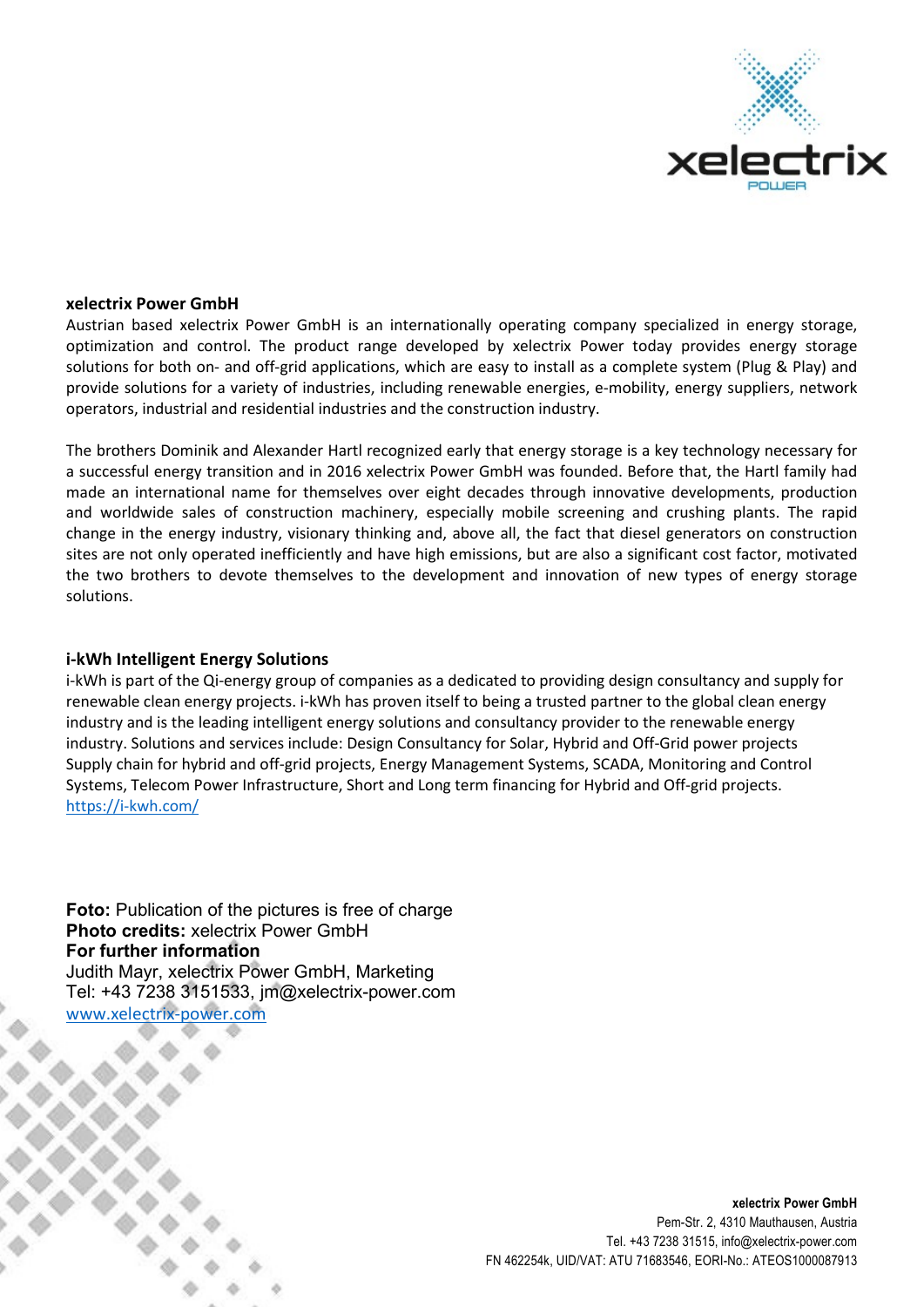**xelectrix Power GmbH**

Austrian based xelectrix Power GmbH is an internationally operating company specialized in energy storage, optimization and control. The product range developed by xelectrix Power today provides energy storage solutions for both on- and off-grid applications, which are easy to install as a complete system (Plug & Play) and provide solutions for a variety of industries, including renewable energies, e-mobility, energy suppliers, network operators, industrial and residential industries and the construction industry.

The brothers Dominik and Alexander Hartl recognized early that energy storage is a key technology necessary for a successful energy transition and in 2016 xelectrix Power GmbH was founded. Before that, the Hartl family had made an international name for themselves over eight decades through innovative developments, production and worldwide sales of construction machinery, especially mobile screening and crushing plants. The rapid change in the energy industry, visionary thinking and, above all, the fact that diesel generators on construction sites are not only operated inefficiently and have high emissions, but are also a significant cost factor, motivated the two brothers to devote themselves to the development and innovation of new types of energy storage solutions.

**i-kWh Intelligent Energy Solutions**

i-kWh is part of the Qi-energy group of companies as a dedicated to providing design consultancy and supply for renewable clean energy projects. i-kWh has proven itself to being a trusted partner to the global clean energy industry and is the leading intelligent energy solutions and consultancy provider to the renewable energy industry. Solutions and services include: Design Consultancy for Solar, Hybrid and Off-Grid power projects Supply chain for hybrid and off-grid projects, Energy Management Systems, SCADA, Monitoring and Control Systems, Telecom Power Infrastructure, Short and Long term financing for Hybrid and Off-grid projects.
https://i-kwh.com/

**Foto:** Publication of the pictures is free of charge
**Photo credits:** xelectrix Power GmbH
**For further information**
Judith Mayr, xelectrix Power GmbH, Marketing
Tel: +43 7238 3151533, jm@xelectrix-power.com
www.xelectrix-power.com

**xelectrix Power GmbH**
Pem-Str. 2, 4310 Mauthausen, Austria
Tel. +43 7238 31515, info@xelectrix-power.com
FN 462254k, UID/VAT: ATU 71683546, EORI-No.: ATEOS1000087913